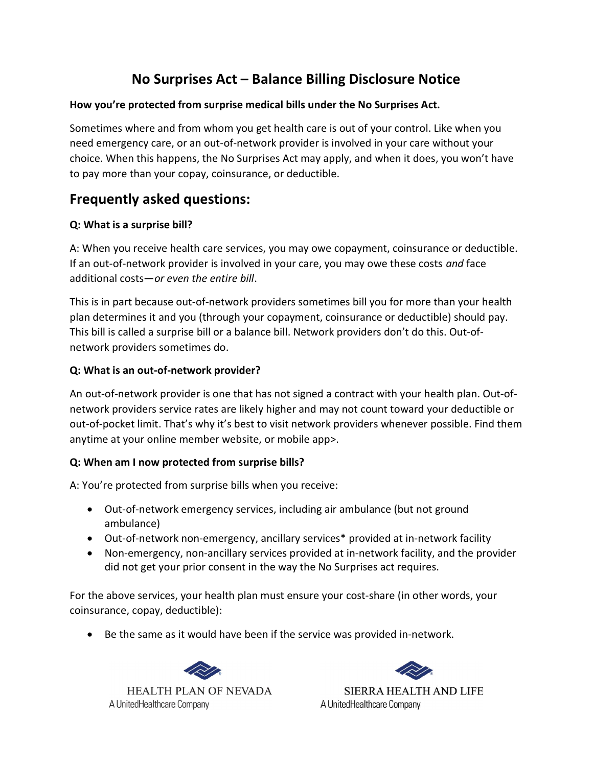# No Surprises Act – Balance Billing Disclosure Notice

**How you're protected from surprise medical bills under the No Surprises Act.**

Sometimes where and from whom you get health care is out of your control. Like when you need emergency care, or an out-of-network provider is involved in your care without your choice. When this happens, the No Surprises Act may apply, and when it does, you won't have to pay more than your copay, coinsurance, or deductible.

## Frequently asked questions:

**Q: What is a surprise bill?**

A: When you receive health care services, you may owe copayment, coinsurance or deductible. If an out-of-network provider is involved in your care, you may owe these costs *and* face additional costs—*or even the entire bill*.

This is in part because out-of-network providers sometimes bill you for more than your health plan determines it and you (through your copayment, coinsurance or deductible) should pay. This bill is called a surprise bill or a balance bill. Network providers don't do this. Out-of-network providers sometimes do.

**Q: What is an out-of-network provider?**

An out-of-network provider is one that has not signed a contract with your health plan. Out-of-network providers service rates are likely higher and may not count toward your deductible or out-of-pocket limit. That's why it's best to visit network providers whenever possible. Find them anytime at your online member website, or mobile app>.

**Q: When am I now protected from surprise bills?**

A: You're protected from surprise bills when you receive:

- Out-of-network emergency services, including air ambulance (but not ground ambulance)
- Out-of-network non-emergency, ancillary services* provided at in-network facility
- Non-emergency, non-ancillary services provided at in-network facility, and the provider did not get your prior consent in the way the No Surprises act requires.

For the above services, your health plan must ensure your cost-share (in other words, your coinsurance, copay, deductible):

- Be the same as it would have been if the service was provided in-network.

HEALTH PLAN OF NEVADA
A UnitedHealthcare Company

SIERRA HEALTH AND LIFE
A UnitedHealthcare Company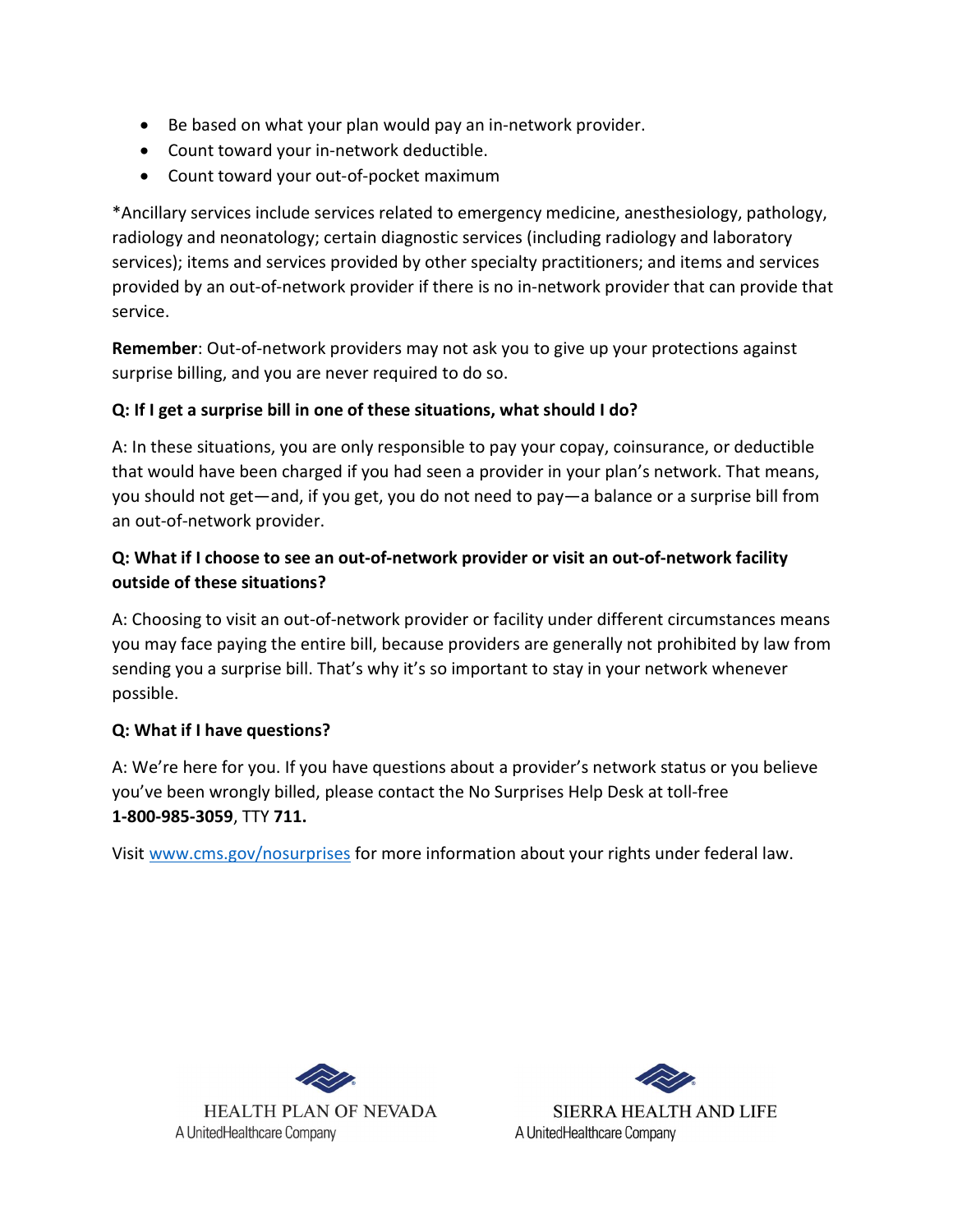- Be based on what your plan would pay an in-network provider.
- Count toward your in-network deductible.
- Count toward your out-of-pocket maximum

*Ancillary services include services related to emergency medicine, anesthesiology, pathology, radiology and neonatology; certain diagnostic services (including radiology and laboratory services); items and services provided by other specialty practitioners; and items and services provided by an out-of-network provider if there is no in-network provider that can provide that service.

**Remember**: Out-of-network providers may not ask you to give up your protections against surprise billing, and you are never required to do so.

**Q: If I get a surprise bill in one of these situations, what should I do?**

A: In these situations, you are only responsible to pay your copay, coinsurance, or deductible that would have been charged if you had seen a provider in your plan's network. That means, you should not get—and, if you get, you do not need to pay—a balance or a surprise bill from an out-of-network provider.

**Q: What if I choose to see an out-of-network provider or visit an out-of-network facility outside of these situations?**

A: Choosing to visit an out-of-network provider or facility under different circumstances means you may face paying the entire bill, because providers are generally not prohibited by law from sending you a surprise bill. That's why it's so important to stay in your network whenever possible.

**Q: What if I have questions?**

A: We're here for you. If you have questions about a provider's network status or you believe you've been wrongly billed, please contact the No Surprises Help Desk at toll-free **1-800-985-3059**, TTY **711.**

Visit [www.cms.gov/nosurprises](http://www.cms.gov/nosurprises) for more information about your rights under federal law.

HEALTH PLAN OF NEVADA
A UnitedHealthcare Company

SIERRA HEALTH AND LIFE
A UnitedHealthcare Company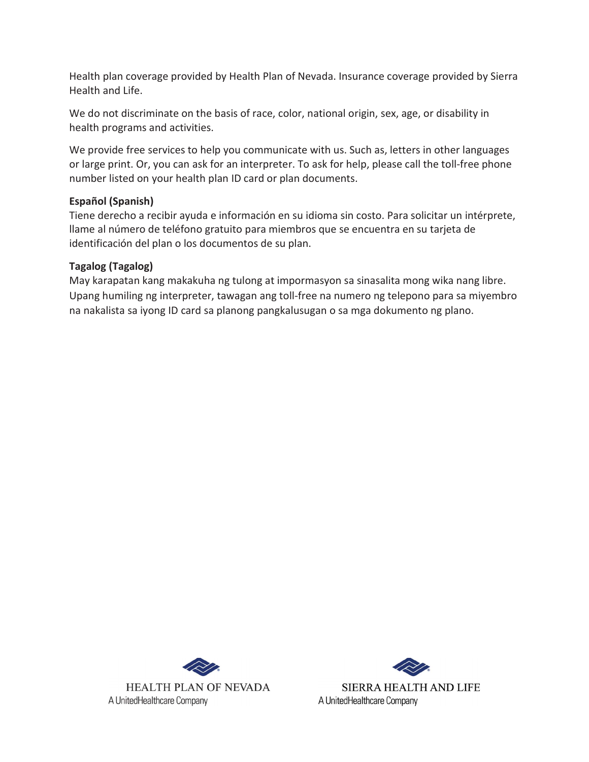Health plan coverage provided by Health Plan of Nevada. Insurance coverage provided by Sierra Health and Life.

We do not discriminate on the basis of race, color, national origin, sex, age, or disability in health programs and activities.

We provide free services to help you communicate with us. Such as, letters in other languages or large print. Or, you can ask for an interpreter. To ask for help, please call the toll-free phone number listed on your health plan ID card or plan documents.

**Español (Spanish)**
Tiene derecho a recibir ayuda e información en su idioma sin costo. Para solicitar un intérprete, llame al número de teléfono gratuito para miembros que se encuentra en su tarjeta de identificación del plan o los documentos de su plan.

**Tagalog (Tagalog)**
May karapatan kang makakuha ng tulong at impormasyon sa sinasalita mong wika nang libre. Upang humiling ng interpreter, tawagan ang toll-free na numero ng telepono para sa miyembro na nakalista sa iyong ID card sa planong pangkalusugan o sa mga dokumento ng plano.

HEALTH PLAN OF NEVADA
A UnitedHealthcare Company

SIERRA HEALTH AND LIFE
A UnitedHealthcare Company